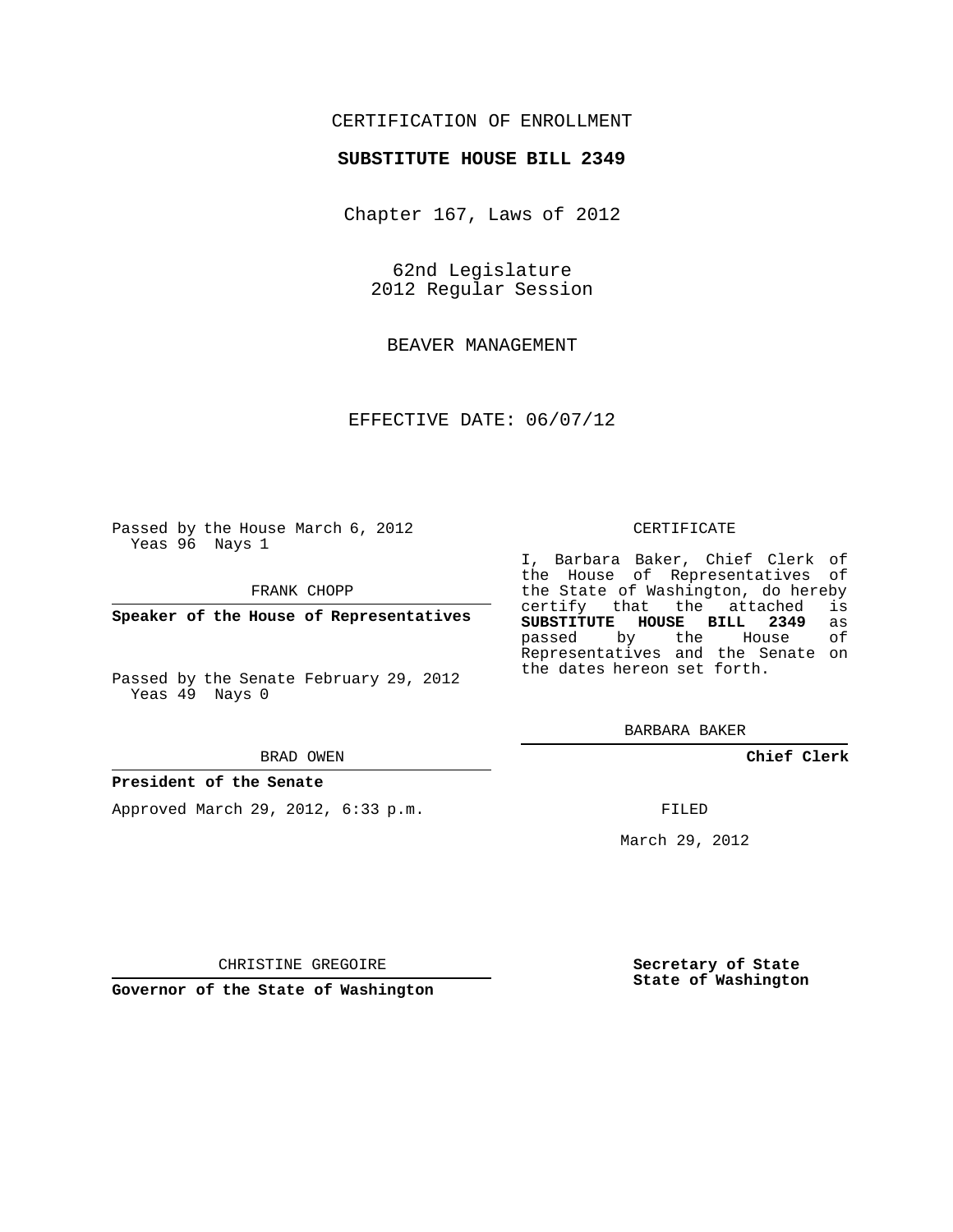CERTIFICATION OF ENROLLMENT

**SUBSTITUTE HOUSE BILL 2349**

Chapter 167, Laws of 2012

62nd Legislature
2012 Regular Session

BEAVER MANAGEMENT

EFFECTIVE DATE: 06/07/12

Passed by the House March 6, 2012
Yeas 96 Nays 1

FRANK CHOPP

**Speaker of the House of Representatives**

Passed by the Senate February 29, 2012
Yeas 49 Nays 0

BRAD OWEN

**President of the Senate**

Approved March 29, 2012, 6:33 p.m.

CHRISTINE GREGOIRE

**Governor of the State of Washington**

CERTIFICATE

I, Barbara Baker, Chief Clerk of the House of Representatives of the State of Washington, do hereby certify that the attached is **SUBSTITUTE HOUSE BILL 2349** as passed by the House of Representatives and the Senate on the dates hereon set forth.

BARBARA BAKER

**Chief Clerk**

FILED

March 29, 2012

**Secretary of State**
**State of Washington**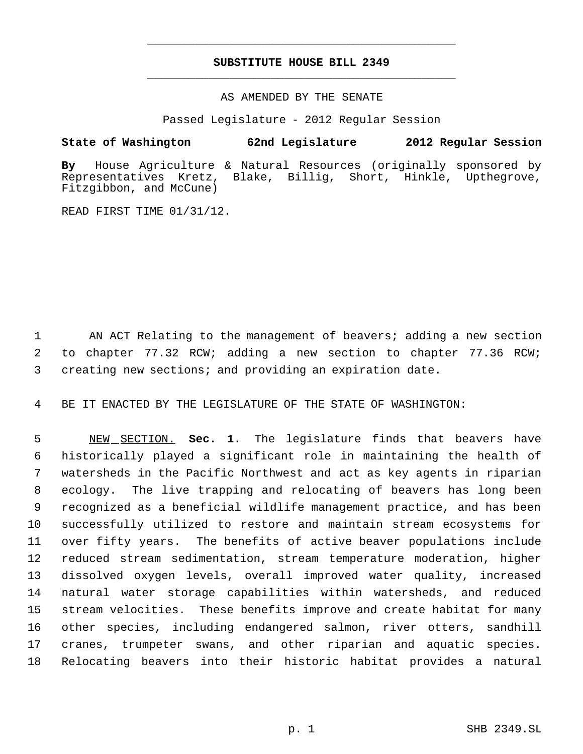# SUBSTITUTE HOUSE BILL 2349

AS AMENDED BY THE SENATE

Passed Legislature - 2012 Regular Session

**State of Washington 62nd Legislature 2012 Regular Session**

**By** House Agriculture & Natural Resources (originally sponsored by Representatives Kretz, Blake, Billig, Short, Hinkle, Upthegrove, Fitzgibbon, and McCune)

READ FIRST TIME 01/31/12.

AN ACT Relating to the management of beavers; adding a new section to chapter 77.32 RCW; adding a new section to chapter 77.36 RCW; creating new sections; and providing an expiration date.

BE IT ENACTED BY THE LEGISLATURE OF THE STATE OF WASHINGTON:

NEW SECTION. **Sec. 1.** The legislature finds that beavers have historically played a significant role in maintaining the health of watersheds in the Pacific Northwest and act as key agents in riparian ecology. The live trapping and relocating of beavers has long been recognized as a beneficial wildlife management practice, and has been successfully utilized to restore and maintain stream ecosystems for over fifty years. The benefits of active beaver populations include reduced stream sedimentation, stream temperature moderation, higher dissolved oxygen levels, overall improved water quality, increased natural water storage capabilities within watersheds, and reduced stream velocities. These benefits improve and create habitat for many other species, including endangered salmon, river otters, sandhill cranes, trumpeter swans, and other riparian and aquatic species. Relocating beavers into their historic habitat provides a natural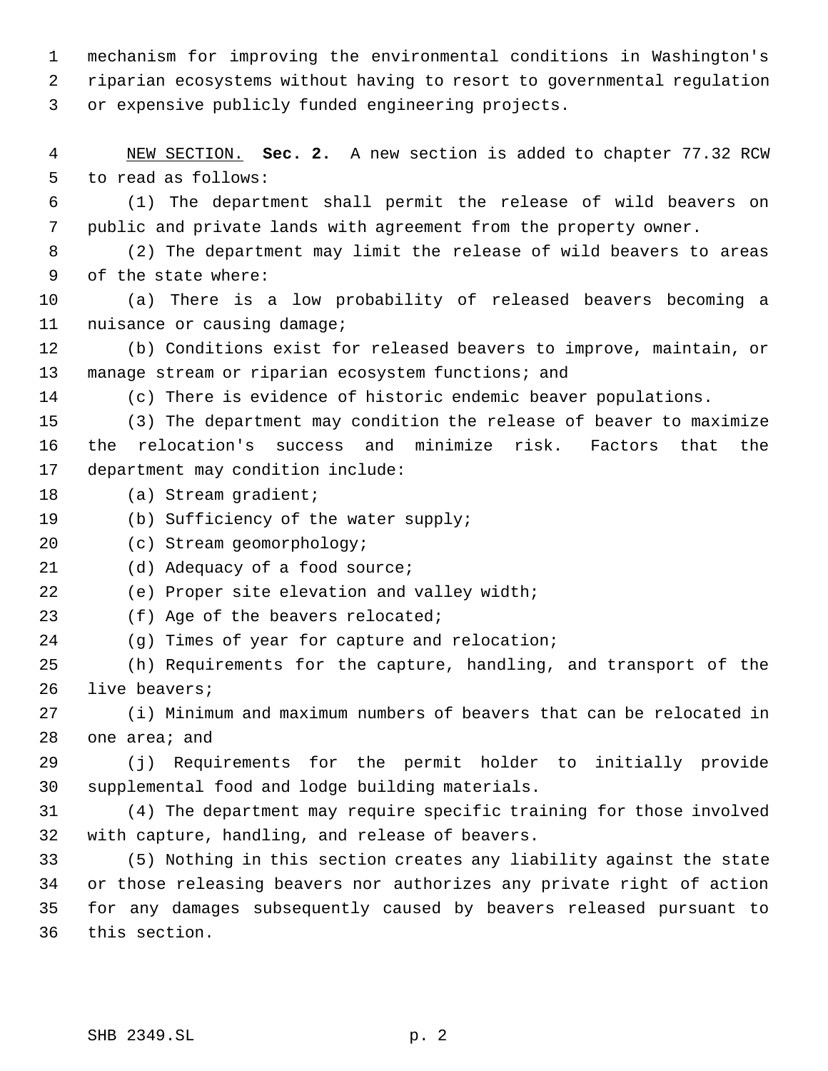mechanism for improving the environmental conditions in Washington's riparian ecosystems without having to resort to governmental regulation or expensive publicly funded engineering projects.

NEW SECTION. **Sec. 2.** A new section is added to chapter 77.32 RCW to read as follows:

(1) The department shall permit the release of wild beavers on public and private lands with agreement from the property owner.

(2) The department may limit the release of wild beavers to areas of the state where:

(a) There is a low probability of released beavers becoming a nuisance or causing damage;

(b) Conditions exist for released beavers to improve, maintain, or manage stream or riparian ecosystem functions; and

(c) There is evidence of historic endemic beaver populations.

(3) The department may condition the release of beaver to maximize the relocation's success and minimize risk. Factors that the department may condition include:

(a) Stream gradient;

(b) Sufficiency of the water supply;

(c) Stream geomorphology;

(d) Adequacy of a food source;

(e) Proper site elevation and valley width;

(f) Age of the beavers relocated;

(g) Times of year for capture and relocation;

(h) Requirements for the capture, handling, and transport of the live beavers;

(i) Minimum and maximum numbers of beavers that can be relocated in one area; and

(j) Requirements for the permit holder to initially provide supplemental food and lodge building materials.

(4) The department may require specific training for those involved with capture, handling, and release of beavers.

(5) Nothing in this section creates any liability against the state or those releasing beavers nor authorizes any private right of action for any damages subsequently caused by beavers released pursuant to this section.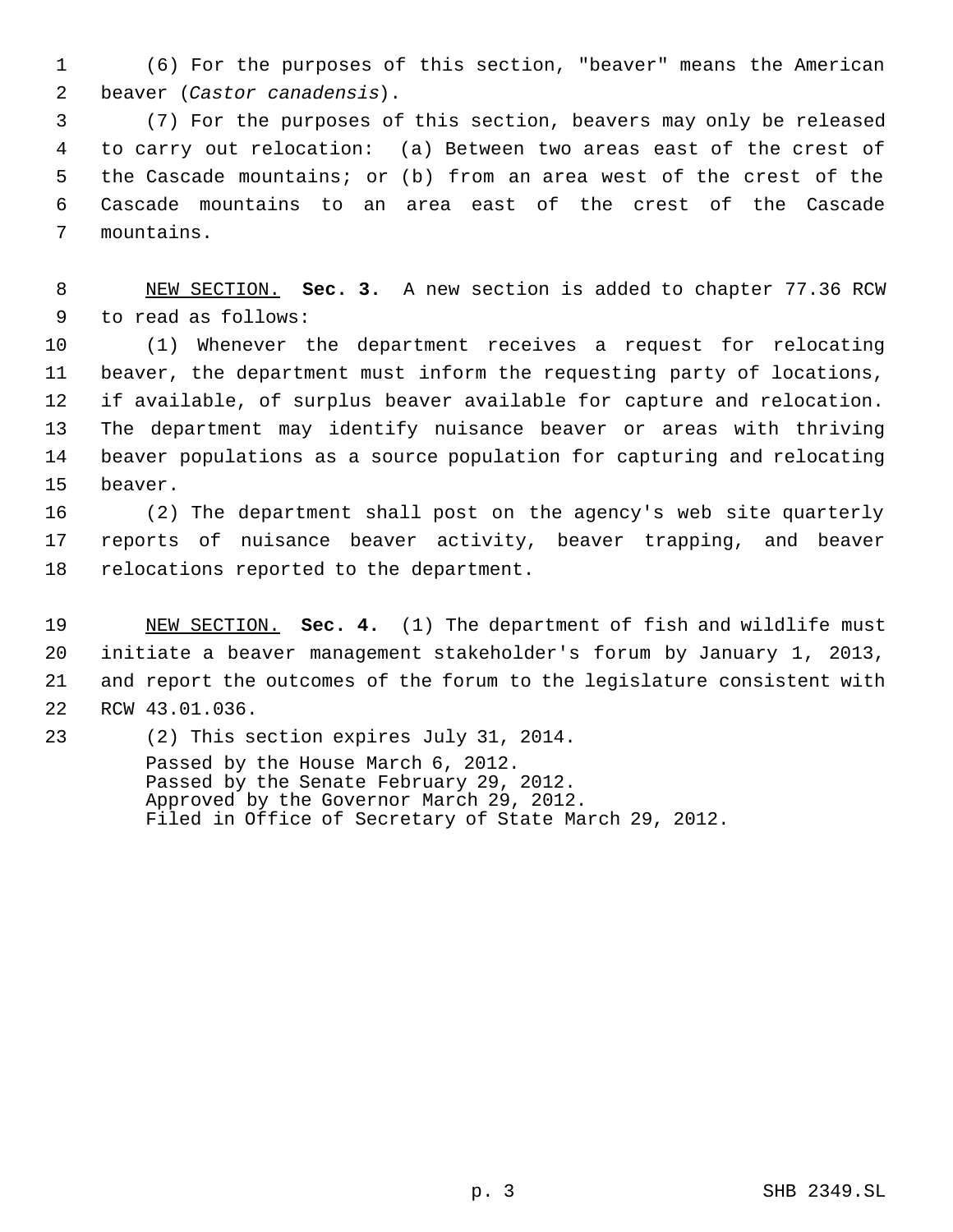(6) For the purposes of this section, "beaver" means the American beaver (*Castor canadensis*).

(7) For the purposes of this section, beavers may only be released to carry out relocation: (a) Between two areas east of the crest of the Cascade mountains; or (b) from an area west of the crest of the Cascade mountains to an area east of the crest of the Cascade mountains.

NEW SECTION. **Sec. 3.** A new section is added to chapter 77.36 RCW to read as follows:

(1) Whenever the department receives a request for relocating beaver, the department must inform the requesting party of locations, if available, of surplus beaver available for capture and relocation. The department may identify nuisance beaver or areas with thriving beaver populations as a source population for capturing and relocating beaver.

(2) The department shall post on the agency's web site quarterly reports of nuisance beaver activity, beaver trapping, and beaver relocations reported to the department.

NEW SECTION. **Sec. 4.** (1) The department of fish and wildlife must initiate a beaver management stakeholder's forum by January 1, 2013, and report the outcomes of the forum to the legislature consistent with RCW 43.01.036.

(2) This section expires July 31, 2014.

Passed by the House March 6, 2012.
Passed by the Senate February 29, 2012.
Approved by the Governor March 29, 2012.
Filed in Office of Secretary of State March 29, 2012.